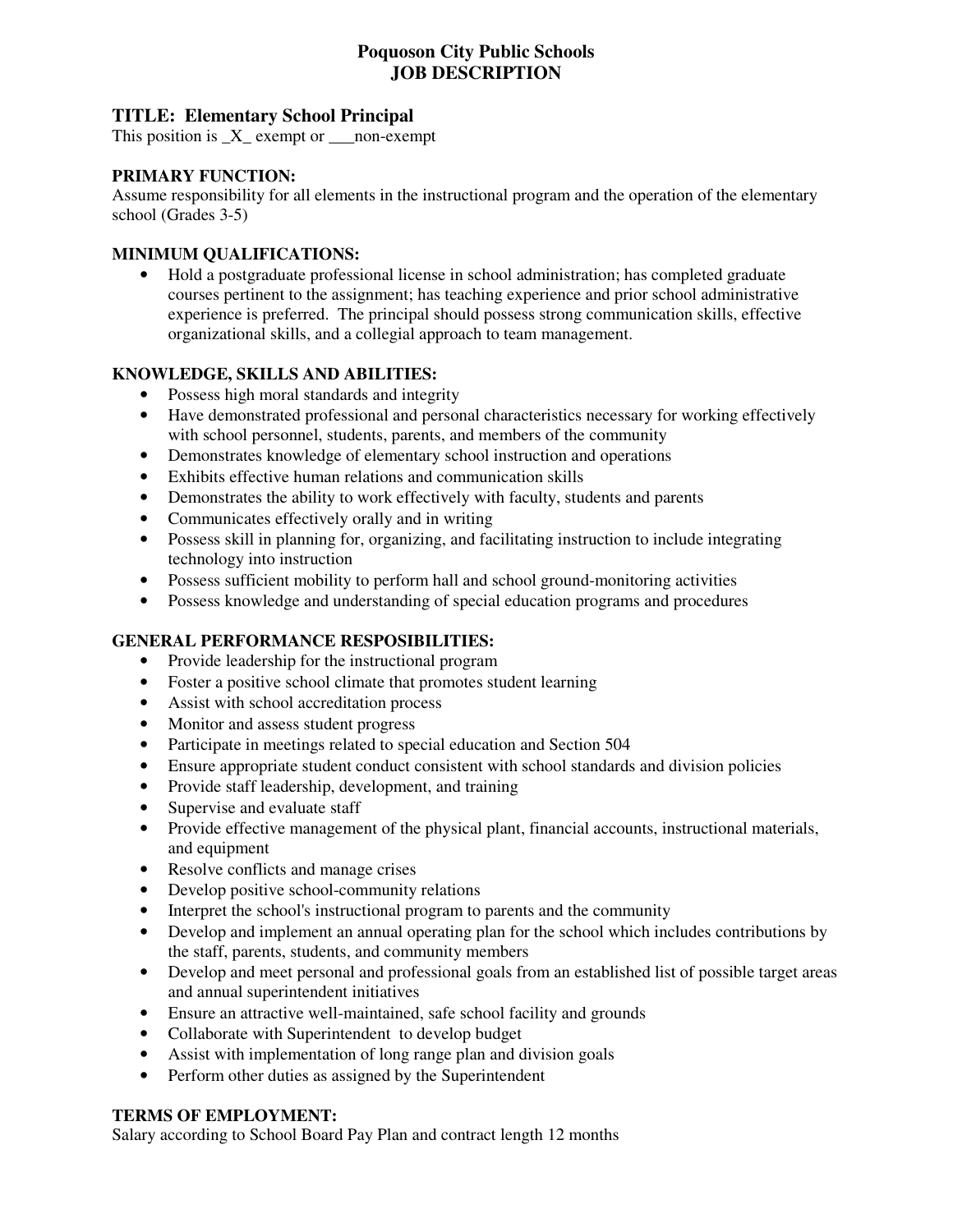# Poquoson City Public Schools
# JOB DESCRIPTION

## TITLE: Elementary School Principal

This position is _X_ exempt or ___non-exempt

### PRIMARY FUNCTION:

Assume responsibility for all elements in the instructional program and the operation of the elementary school (Grades 3-5)

### MINIMUM QUALIFICATIONS:

- Hold a postgraduate professional license in school administration; has completed graduate courses pertinent to the assignment; has teaching experience and prior school administrative experience is preferred. The principal should possess strong communication skills, effective organizational skills, and a collegial approach to team management.

### KNOWLEDGE, SKILLS AND ABILITIES:

- Possess high moral standards and integrity
- Have demonstrated professional and personal characteristics necessary for working effectively with school personnel, students, parents, and members of the community
- Demonstrates knowledge of elementary school instruction and operations
- Exhibits effective human relations and communication skills
- Demonstrates the ability to work effectively with faculty, students and parents
- Communicates effectively orally and in writing
- Possess skill in planning for, organizing, and facilitating instruction to include integrating technology into instruction
- Possess sufficient mobility to perform hall and school ground-monitoring activities
- Possess knowledge and understanding of special education programs and procedures

### GENERAL PERFORMANCE RESPOSIBILITIES:

- Provide leadership for the instructional program
- Foster a positive school climate that promotes student learning
- Assist with school accreditation process
- Monitor and assess student progress
- Participate in meetings related to special education and Section 504
- Ensure appropriate student conduct consistent with school standards and division policies
- Provide staff leadership, development, and training
- Supervise and evaluate staff
- Provide effective management of the physical plant, financial accounts, instructional materials, and equipment
- Resolve conflicts and manage crises
- Develop positive school-community relations
- Interpret the school's instructional program to parents and the community
- Develop and implement an annual operating plan for the school which includes contributions by the staff, parents, students, and community members
- Develop and meet personal and professional goals from an established list of possible target areas and annual superintendent initiatives
- Ensure an attractive well-maintained, safe school facility and grounds
- Collaborate with Superintendent to develop budget
- Assist with implementation of long range plan and division goals
- Perform other duties as assigned by the Superintendent

### TERMS OF EMPLOYMENT:

Salary according to School Board Pay Plan and contract length 12 months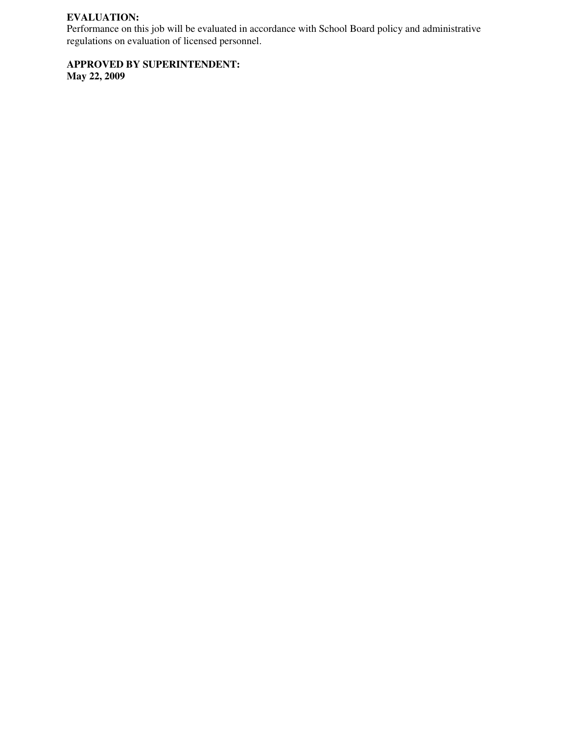**EVALUATION:**
Performance on this job will be evaluated in accordance with School Board policy and administrative regulations on evaluation of licensed personnel.

**APPROVED BY SUPERINTENDENT:**
**May 22, 2009**